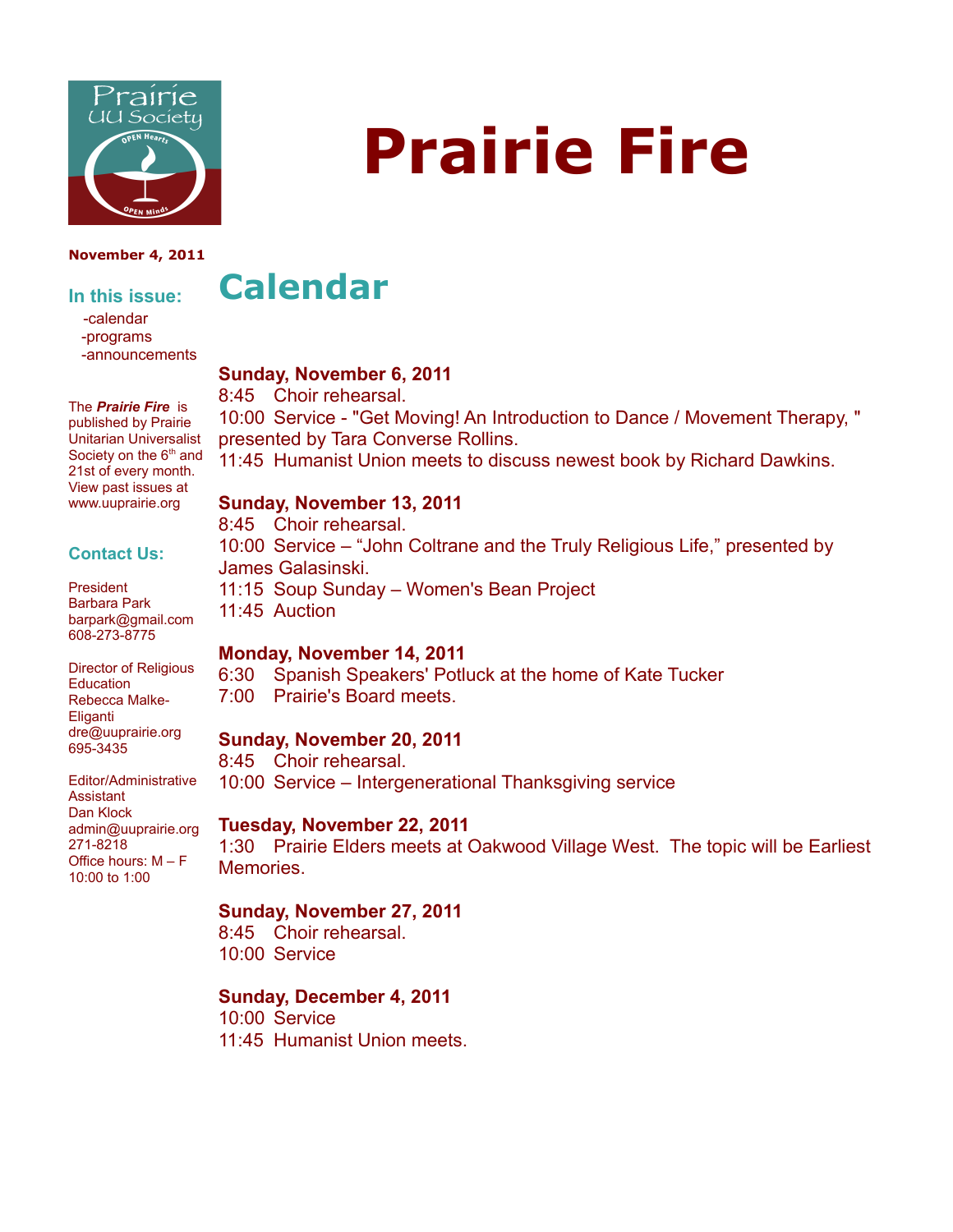# Prairie Fire

**November 4, 2011**

### In this issue:

- -calendar
- -programs
- -announcements

The ***Prairie Fire*** is published by Prairie Unitarian Universalist Society on the 6th and 21st of every month. View past issues at www.uuprairie.org

### Contact Us:

President
Barbara Park
barpark@gmail.com
608-273-8775

Director of Religious Education
Rebecca Malke-Eliganti
dre@uuprairie.org
695-3435

Editor/Administrative Assistant
Dan Klock
admin@uuprairie.org
271-8218
Office hours: M – F 10:00 to 1:00

## Calendar

**Sunday, November 6, 2011**
8:45 Choir rehearsal.
10:00 Service - "Get Moving! An Introduction to Dance / Movement Therapy, " presented by Tara Converse Rollins.
11:45 Humanist Union meets to discuss newest book by Richard Dawkins.

**Sunday, November 13, 2011**
8:45 Choir rehearsal.
10:00 Service – "John Coltrane and the Truly Religious Life," presented by James Galasinski.
11:15 Soup Sunday – Women's Bean Project
11:45 Auction

**Monday, November 14, 2011**
6:30 Spanish Speakers' Potluck at the home of Kate Tucker
7:00 Prairie's Board meets.

**Sunday, November 20, 2011**
8:45 Choir rehearsal.
10:00 Service – Intergenerational Thanksgiving service

**Tuesday, November 22, 2011**
1:30 Prairie Elders meets at Oakwood Village West. The topic will be Earliest Memories.

**Sunday, November 27, 2011**
8:45 Choir rehearsal.
10:00 Service

**Sunday, December 4, 2011**
10:00 Service
11:45 Humanist Union meets.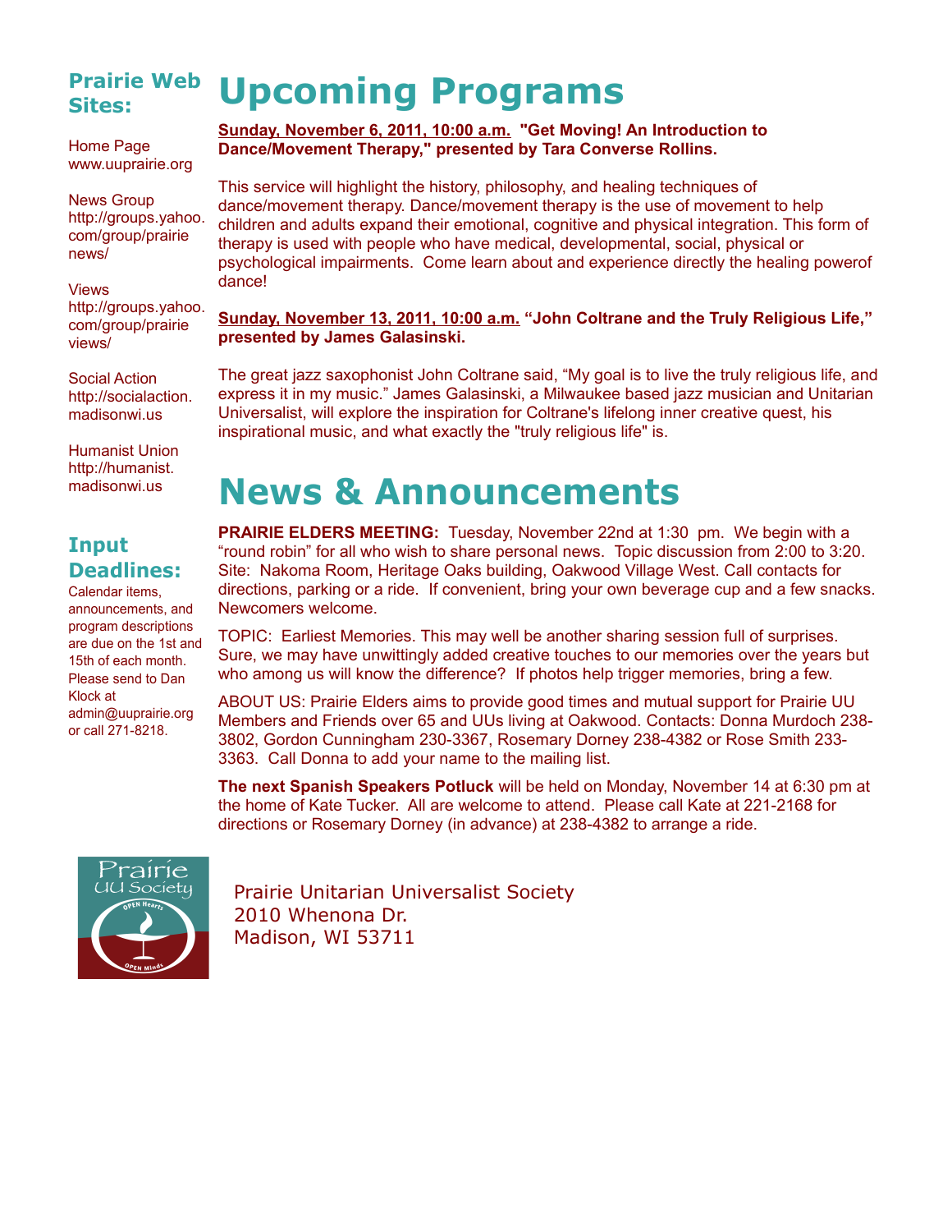## Prairie Web Sites:

Home Page
www.uuprairie.org

News Group
http://groups.yahoo.com/group/prairienews/

Views
http://groups.yahoo.com/group/prairieviews/

Social Action
http://socialaction.madisonwi.us

Humanist Union
http://humanist.madisonwi.us

## Input Deadlines:

Calendar items, announcements, and program descriptions are due on the 1st and 15th of each month. Please send to Dan Klock at admin@uuprairie.org or call 271-8218.

# Upcoming Programs

**Sunday, November 6, 2011, 10:00 a.m. "Get Moving! An Introduction to Dance/Movement Therapy," presented by Tara Converse Rollins.**

This service will highlight the history, philosophy, and healing techniques of dance/movement therapy. Dance/movement therapy is the use of movement to help children and adults expand their emotional, cognitive and physical integration. This form of therapy is used with people who have medical, developmental, social, physical or psychological impairments. Come learn about and experience directly the healing powerof dance!

**Sunday, November 13, 2011, 10:00 a.m. "John Coltrane and the Truly Religious Life," presented by James Galasinski.**

The great jazz saxophonist John Coltrane said, "My goal is to live the truly religious life, and express it in my music." James Galasinski, a Milwaukee based jazz musician and Unitarian Universalist, will explore the inspiration for Coltrane's lifelong inner creative quest, his inspirational music, and what exactly the "truly religious life" is.

# News & Announcements

**PRAIRIE ELDERS MEETING:** Tuesday, November 22nd at 1:30 pm. We begin with a "round robin" for all who wish to share personal news. Topic discussion from 2:00 to 3:20. Site: Nakoma Room, Heritage Oaks building, Oakwood Village West. Call contacts for directions, parking or a ride. If convenient, bring your own beverage cup and a few snacks. Newcomers welcome.

TOPIC: Earliest Memories. This may well be another sharing session full of surprises. Sure, we may have unwittingly added creative touches to our memories over the years but who among us will know the difference? If photos help trigger memories, bring a few.

ABOUT US: Prairie Elders aims to provide good times and mutual support for Prairie UU Members and Friends over 65 and UUs living at Oakwood. Contacts: Donna Murdoch 238-3802, Gordon Cunningham 230-3367, Rosemary Dorney 238-4382 or Rose Smith 233-3363. Call Donna to add your name to the mailing list.

**The next Spanish Speakers Potluck** will be held on Monday, November 14 at 6:30 pm at the home of Kate Tucker. All are welcome to attend. Please call Kate at 221-2168 for directions or Rosemary Dorney (in advance) at 238-4382 to arrange a ride.

Prairie UU Society
OPEN Hearts
OPEN Minds

Prairie Unitarian Universalist Society
2010 Whenona Dr.
Madison, WI 53711